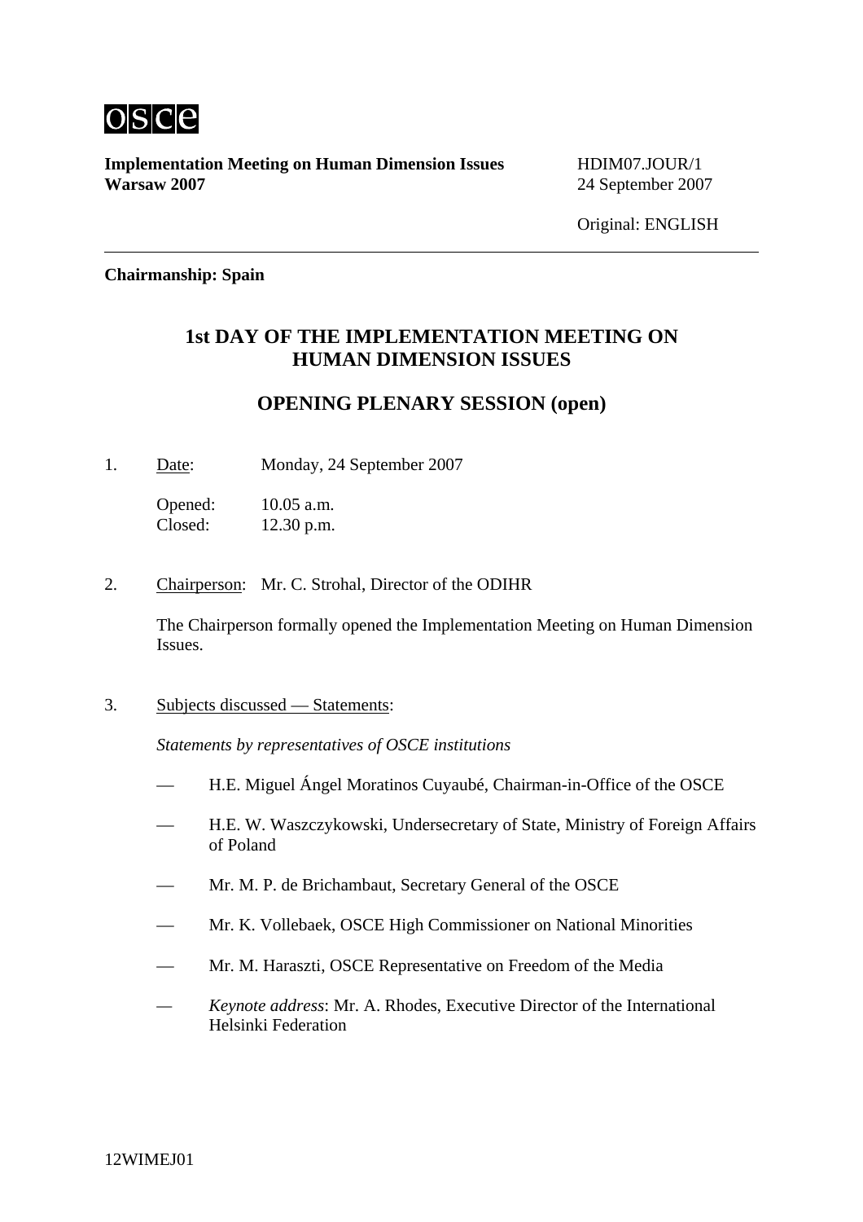OSCE

**Implementation Meeting on Human Dimension Issues**
**Warsaw 2007**

HDIM07.JOUR/1
24 September 2007

Original: ENGLISH

---

**Chairmanship: Spain**

## 1st DAY OF THE IMPLEMENTATION MEETING ON HUMAN DIMENSION ISSUES

## OPENING PLENARY SESSION (open)

1. Date: Monday, 24 September 2007

   Opened: 10.05 a.m.
   Closed: 12.30 p.m.

2. Chairperson: Mr. C. Strohal, Director of the ODIHR

   The Chairperson formally opened the Implementation Meeting on Human Dimension Issues.

3. Subjects discussed — Statements:

   *Statements by representatives of OSCE institutions*

   — H.E. Miguel Ángel Moratinos Cuyaubé, Chairman-in-Office of the OSCE

   — H.E. W. Waszczykowski, Undersecretary of State, Ministry of Foreign Affairs of Poland

   — Mr. M. P. de Brichambaut, Secretary General of the OSCE

   — Mr. K. Vollebaek, OSCE High Commissioner on National Minorities

   — Mr. M. Haraszti, OSCE Representative on Freedom of the Media

   — *Keynote address*: Mr. A. Rhodes, Executive Director of the International Helsinki Federation

12WIMEJ01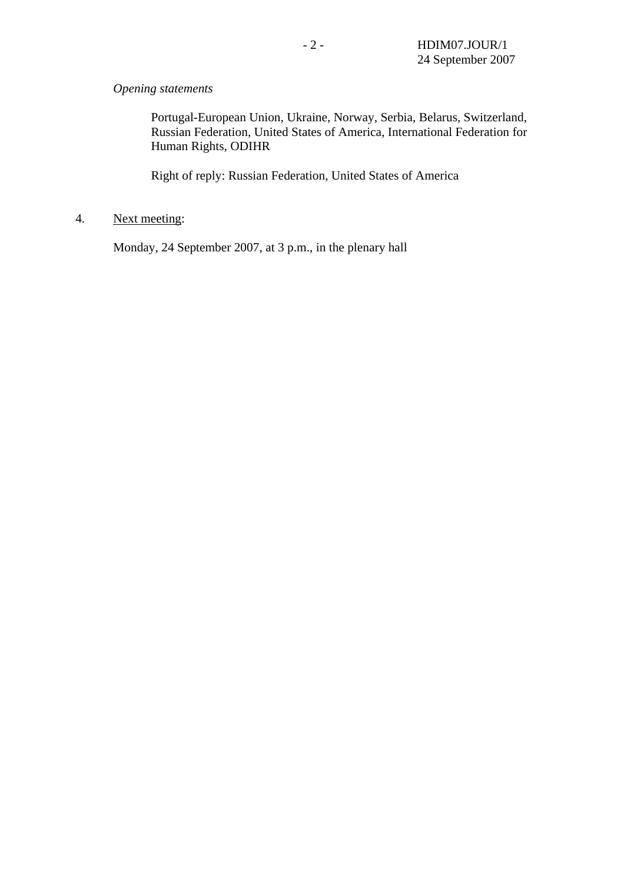*Opening statements*

Portugal-European Union, Ukraine, Norway, Serbia, Belarus, Switzerland, Russian Federation, United States of America, International Federation for Human Rights, ODIHR

Right of reply: Russian Federation, United States of America

4. Next meeting:

Monday, 24 September 2007, at 3 p.m., in the plenary hall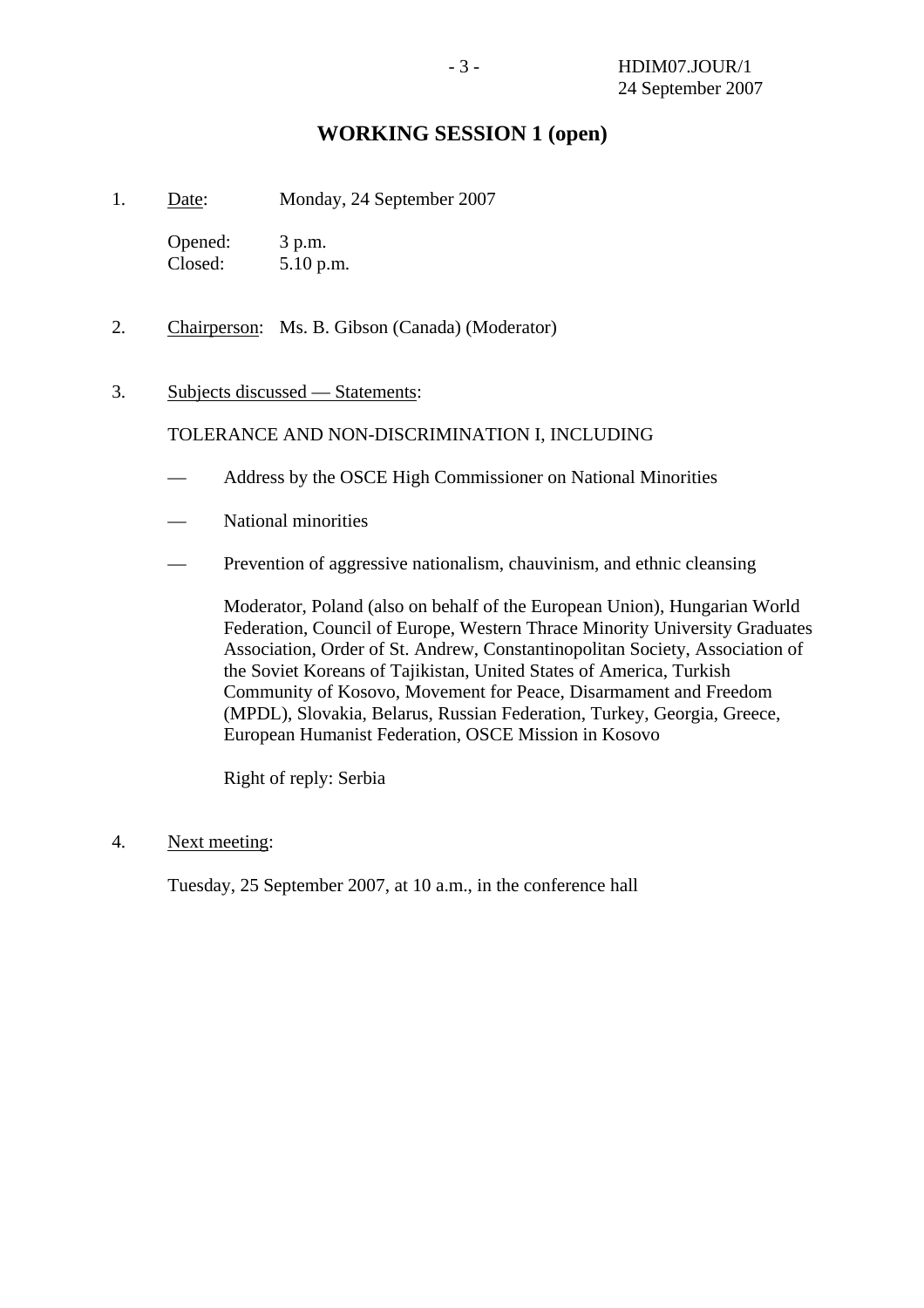## WORKING SESSION 1 (open)

1. Date: Monday, 24 September 2007

   Opened: 3 p.m.
   Closed: 5.10 p.m.

2. Chairperson: Ms. B. Gibson (Canada) (Moderator)

3. Subjects discussed — Statements:

   TOLERANCE AND NON-DISCRIMINATION I, INCLUDING

   — Address by the OSCE High Commissioner on National Minorities

   — National minorities

   — Prevention of aggressive nationalism, chauvinism, and ethnic cleansing

   Moderator, Poland (also on behalf of the European Union), Hungarian World Federation, Council of Europe, Western Thrace Minority University Graduates Association, Order of St. Andrew, Constantinopolitan Society, Association of the Soviet Koreans of Tajikistan, United States of America, Turkish Community of Kosovo, Movement for Peace, Disarmament and Freedom (MPDL), Slovakia, Belarus, Russian Federation, Turkey, Georgia, Greece, European Humanist Federation, OSCE Mission in Kosovo

   Right of reply: Serbia

4. Next meeting:

   Tuesday, 25 September 2007, at 10 a.m., in the conference hall